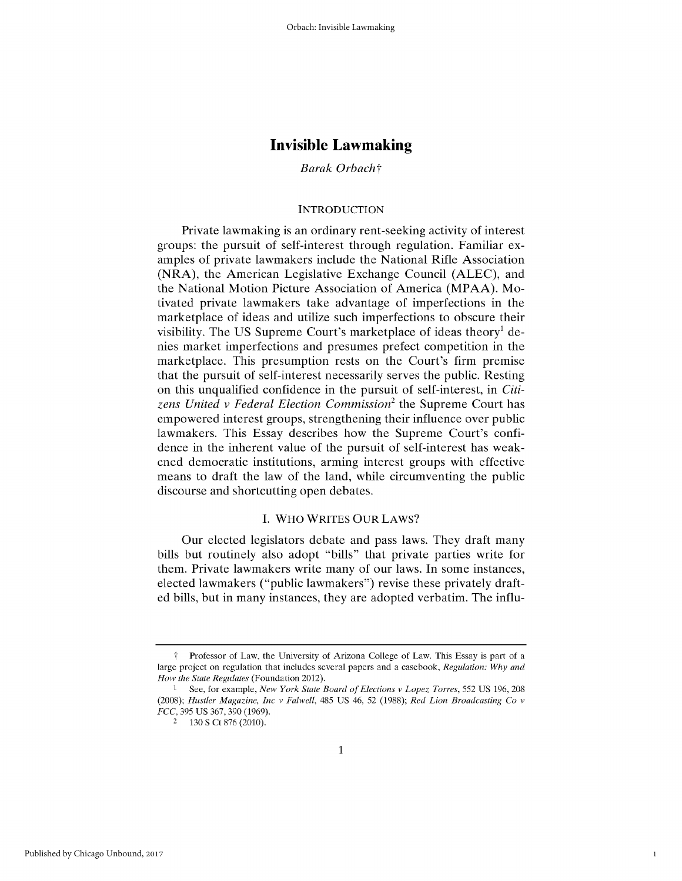# Invisible Lawmaking

*Barak Orbach*†

## INTRODUCTION

Private lawmaking is an ordinary rent-seeking activity of interest groups: the pursuit of self-interest through regulation. Familiar examples of private lawmakers include the National Rifle Association (NRA), the American Legislative Exchange Council (ALEC), and the National Motion Picture Association of America (MPAA). Motivated private lawmakers take advantage of imperfections in the marketplace of ideas and utilize such imperfections to obscure their visibility. The US Supreme Court's marketplace of ideas theory[1] denies market imperfections and presumes prefect competition in the marketplace. This presumption rests on the Court's firm premise that the pursuit of self-interest necessarily serves the public. Resting on this unqualified confidence in the pursuit of self-interest, in *Citizens United v Federal Election Commission*[2] the Supreme Court has empowered interest groups, strengthening their influence over public lawmakers. This Essay describes how the Supreme Court's confidence in the inherent value of the pursuit of self-interest has weakened democratic institutions, arming interest groups with effective means to draft the law of the land, while circumventing the public discourse and shortcutting open debates.

## I. WHO WRITES OUR LAWS?

Our elected legislators debate and pass laws. They draft many bills but routinely also adopt "bills" that private parties write for them. Private lawmakers write many of our laws. In some instances, elected lawmakers ("public lawmakers") revise these privately drafted bills, but in many instances, they are adopted verbatim. The influ-

---

† Professor of Law, the University of Arizona College of Law. This Essay is part of a large project on regulation that includes several papers and a casebook, *Regulation: Why and How the State Regulates* (Foundation 2012).

1 See, for example, *New York State Board of Elections v Lopez Torres*, 552 US 196, 208 (2008); *Hustler Magazine, Inc v Falwell*, 485 US 46, 52 (1988); *Red Lion Broadcasting Co v FCC*, 395 US 367, 390 (1969).

2 130 S Ct 876 (2010).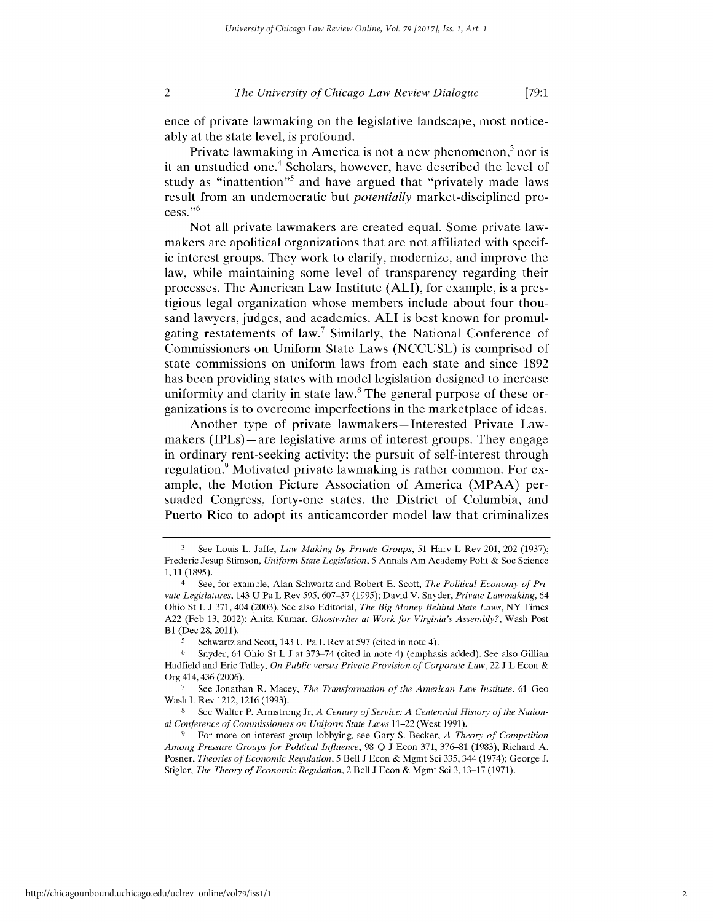ence of private lawmaking on the legislative landscape, most noticeably at the state level, is profound.

Private lawmaking in America is not a new phenomenon,[3] nor is it an unstudied one.[4] Scholars, however, have described the level of study as "inattention"[5] and have argued that "privately made laws result from an undemocratic but *potentially* market-disciplined process."[6]

Not all private lawmakers are created equal. Some private lawmakers are apolitical organizations that are not affiliated with specific interest groups. They work to clarify, modernize, and improve the law, while maintaining some level of transparency regarding their processes. The American Law Institute (ALI), for example, is a prestigious legal organization whose members include about four thousand lawyers, judges, and academics. ALI is best known for promulgating restatements of law.[7] Similarly, the National Conference of Commissioners on Uniform State Laws (NCCUSL) is comprised of state commissions on uniform laws from each state and since 1892 has been providing states with model legislation designed to increase uniformity and clarity in state law.[8] The general purpose of these organizations is to overcome imperfections in the marketplace of ideas.

Another type of private lawmakers—Interested Private Lawmakers (IPLs)—are legislative arms of interest groups. They engage in ordinary rent-seeking activity: the pursuit of self-interest through regulation.[9] Motivated private lawmaking is rather common. For example, the Motion Picture Association of America (MPAA) persuaded Congress, forty-one states, the District of Columbia, and Puerto Rico to adopt its anticamcorder model law that criminalizes

---

[3] See Louis L. Jaffe, *Law Making by Private Groups*, 51 Harv L Rev 201, 202 (1937); Frederic Jesup Stimson, *Uniform State Legislation*, 5 Annals Am Academy Polit & Soc Science 1, 11 (1895).

[4] See, for example, Alan Schwartz and Robert E. Scott, *The Political Economy of Private Legislatures*, 143 U Pa L Rev 595, 607–37 (1995); David V. Snyder, *Private Lawmaking*, 64 Ohio St L J 371, 404 (2003). See also Editorial, *The Big Money Behind State Laws*, NY Times A22 (Feb 13, 2012); Anita Kumar, *Ghostwriter at Work for Virginia's Assembly?*, Wash Post B1 (Dec 28, 2011).

[5] Schwartz and Scott, 143 U Pa L Rev at 597 (cited in note 4).

[6] Snyder, 64 Ohio St L J at 373–74 (cited in note 4) (emphasis added). See also Gillian Hadfield and Eric Talley, *On Public versus Private Provision of Corporate Law*, 22 J L Econ & Org 414, 436 (2006).

[7] See Jonathan R. Macey, *The Transformation of the American Law Institute*, 61 Geo Wash L Rev 1212, 1216 (1993).

[8] See Walter P. Armstrong Jr, *A Century of Service: A Centennial History of the National Conference of Commissioners on Uniform State Laws* 11–22 (West 1991).

[9] For more on interest group lobbying, see Gary S. Becker, *A Theory of Competition Among Pressure Groups for Political Influence*, 98 Q J Econ 371, 376–81 (1983); Richard A. Posner, *Theories of Economic Regulation*, 5 Bell J Econ & Mgmt Sci 335, 344 (1974); George J. Stigler, *The Theory of Economic Regulation*, 2 Bell J Econ & Mgmt Sci 3, 13–17 (1971).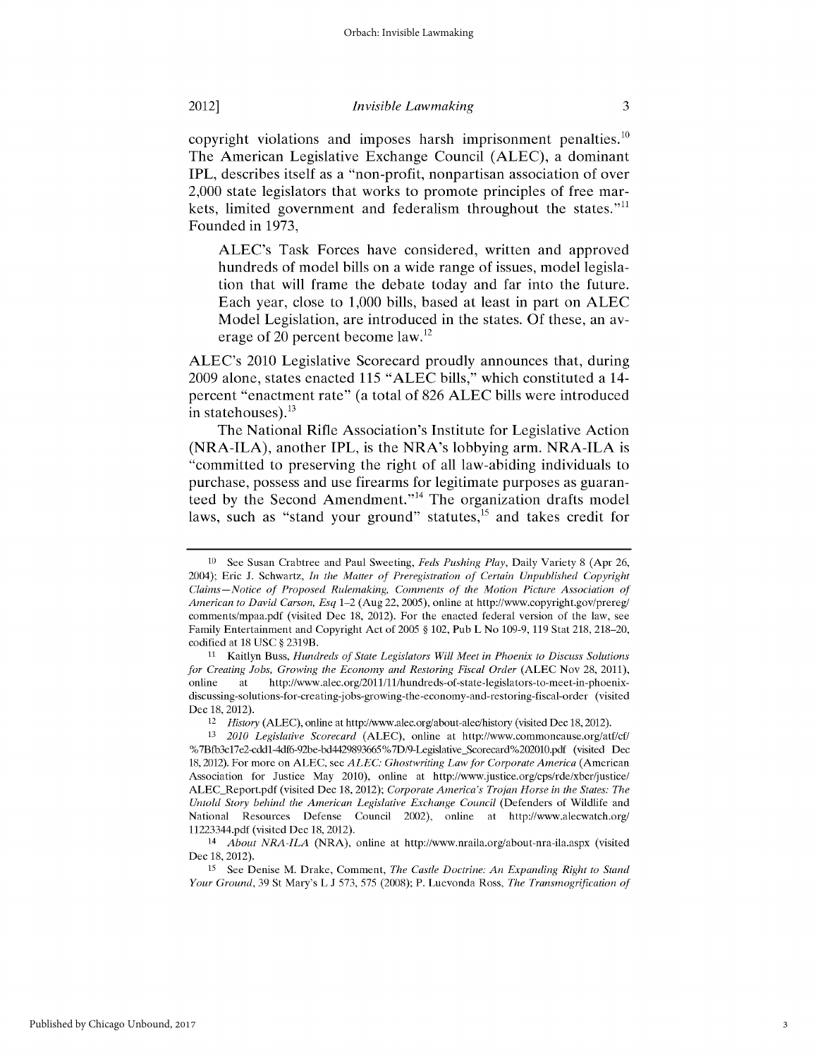copyright violations and imposes harsh imprisonment penalties.[10] The American Legislative Exchange Council (ALEC), a dominant IPL, describes itself as a "non-profit, nonpartisan association of over 2,000 state legislators that works to promote principles of free markets, limited government and federalism throughout the states."[11] Founded in 1973,

> ALEC's Task Forces have considered, written and approved hundreds of model bills on a wide range of issues, model legislation that will frame the debate today and far into the future. Each year, close to 1,000 bills, based at least in part on ALEC Model Legislation, are introduced in the states. Of these, an average of 20 percent become law.[12]

ALEC's 2010 Legislative Scorecard proudly announces that, during 2009 alone, states enacted 115 "ALEC bills," which constituted a 14-percent "enactment rate" (a total of 826 ALEC bills were introduced in statehouses).[13]

The National Rifle Association's Institute for Legislative Action (NRA-ILA), another IPL, is the NRA's lobbying arm. NRA-ILA is "committed to preserving the right of all law-abiding individuals to purchase, possess and use firearms for legitimate purposes as guaranteed by the Second Amendment."[14] The organization drafts model laws, such as "stand your ground" statutes,[15] and takes credit for

---

[10] See Susan Crabtree and Paul Sweeting, *Feds Pushing Play*, Daily Variety 8 (Apr 26, 2004); Eric J. Schwartz, *In the Matter of Preregistration of Certain Unpublished Copyright Claims—Notice of Proposed Rulemaking, Comments of the Motion Picture Association of American to David Carson, Esq* 1–2 (Aug 22, 2005), online at http://www.copyright.gov/prereg/comments/mpaa.pdf (visited Dec 18, 2012). For the enacted federal version of the law, see Family Entertainment and Copyright Act of 2005 § 102, Pub L No 109-9, 119 Stat 218, 218–20, codified at 18 USC § 2319B.

[11] Kaitlyn Buss, *Hundreds of State Legislators Will Meet in Phoenix to Discuss Solutions for Creating Jobs, Growing the Economy and Restoring Fiscal Order* (ALEC Nov 28, 2011), online at http://www.alec.org/2011/11/hundreds-of-state-legislators-to-meet-in-phoenix-discussing-solutions-for-creating-jobs-growing-the-economy-and-restoring-fiscal-order (visited Dec 18, 2012).

[12] *History* (ALEC), online at http://www.alec.org/about-alec/history (visited Dec 18, 2012).

[13] *2010 Legislative Scorecard* (ALEC), online at http://www.commoncause.org/atf/cf/%7Bfb3c17e2-cdd1-4df6-92be-bd4429893665%7D/9-Legislative_Scorecard%202010.pdf (visited Dec 18, 2012). For more on ALEC, see *ALEC: Ghostwriting Law for Corporate America* (American Association for Justice May 2010), online at http://www.justice.org/cps/rde/xbcr/justice/ALEC_Report.pdf (visited Dec 18, 2012); *Corporate America's Trojan Horse in the States: The Untold Story behind the American Legislative Exchange Council* (Defenders of Wildlife and National Resources Defense Council 2002), online at http://www.alecwatch.org/11223344.pdf (visited Dec 18, 2012).

[14] *About NRA-ILA* (NRA), online at http://www.nraila.org/about-nra-ila.aspx (visited Dec 18, 2012).

[15] See Denise M. Drake, Comment, *The Castle Doctrine: An Expanding Right to Stand Your Ground*, 39 St Mary's L J 573, 575 (2008); P. Luevonda Ross, *The Transmogrification of*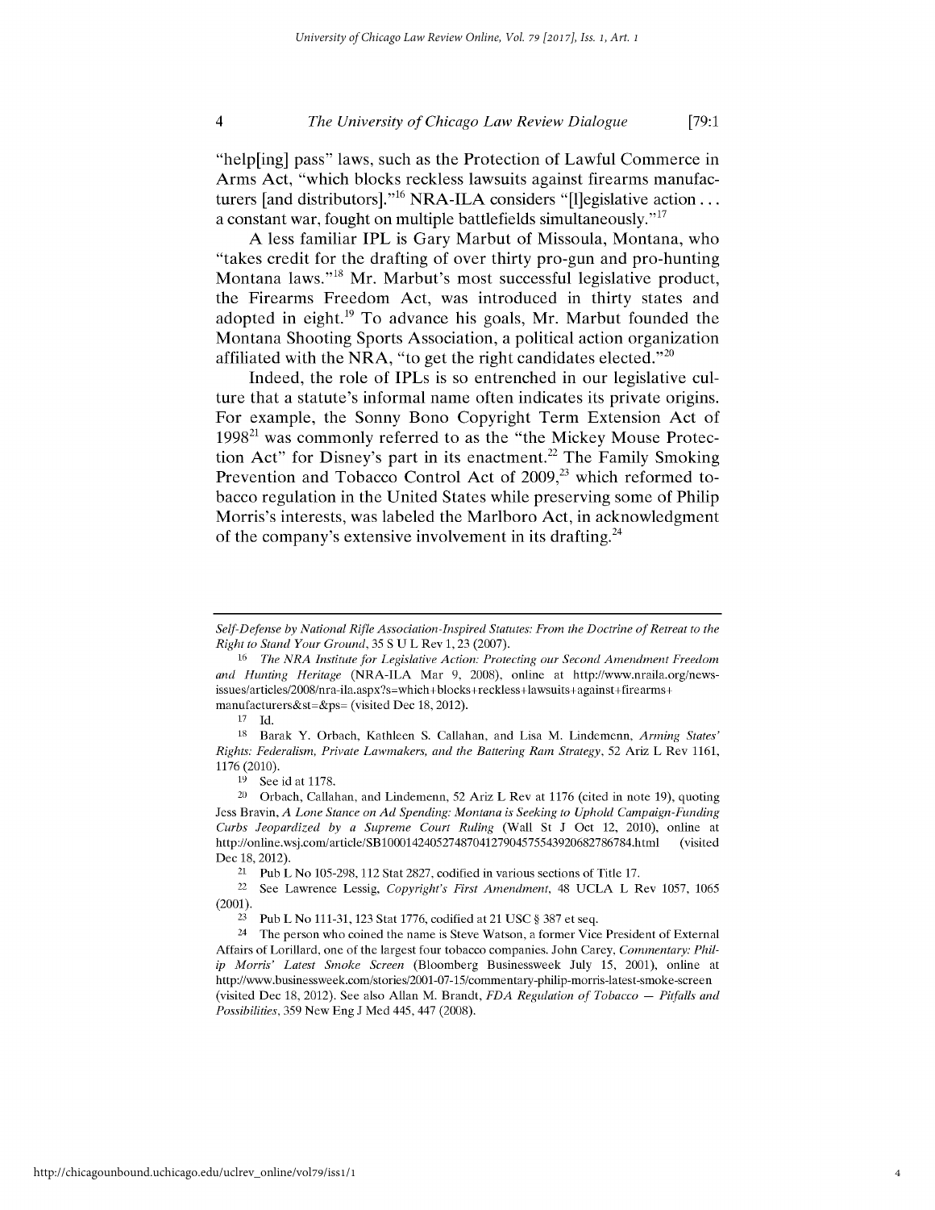"help[ing] pass" laws, such as the Protection of Lawful Commerce in Arms Act, "which blocks reckless lawsuits against firearms manufacturers [and distributors]."[16] NRA-ILA considers "[l]egislative action . . . a constant war, fought on multiple battlefields simultaneously."[17]

A less familiar IPL is Gary Marbut of Missoula, Montana, who "takes credit for the drafting of over thirty pro-gun and pro-hunting Montana laws."[18] Mr. Marbut's most successful legislative product, the Firearms Freedom Act, was introduced in thirty states and adopted in eight.[19] To advance his goals, Mr. Marbut founded the Montana Shooting Sports Association, a political action organization affiliated with the NRA, "to get the right candidates elected."[20]

Indeed, the role of IPLs is so entrenched in our legislative culture that a statute's informal name often indicates its private origins. For example, the Sonny Bono Copyright Term Extension Act of 1998[21] was commonly referred to as the "the Mickey Mouse Protection Act" for Disney's part in its enactment.[22] The Family Smoking Prevention and Tobacco Control Act of 2009,[23] which reformed tobacco regulation in the United States while preserving some of Philip Morris's interests, was labeled the Marlboro Act, in acknowledgment of the company's extensive involvement in its drafting.[24]

---

*Self-Defense by National Rifle Association-Inspired Statutes: From the Doctrine of Retreat to the Right to Stand Your Ground*, 35 S U L Rev 1, 23 (2007).

16 *The NRA Institute for Legislative Action: Protecting our Second Amendment Freedom and Hunting Heritage* (NRA-ILA Mar 9, 2008), online at http://www.nraila.org/news-issues/articles/2008/nra-ila.aspx?s=which+blocks+reckless+lawsuits+against+firearms+manufacturers&st=&ps= (visited Dec 18, 2012).

17 Id.

18 Barak Y. Orbach, Kathleen S. Callahan, and Lisa M. Lindemenn, *Arming States' Rights: Federalism, Private Lawmakers, and the Battering Ram Strategy*, 52 Ariz L Rev 1161, 1176 (2010).

19 See id at 1178.

20 Orbach, Callahan, and Lindemenn, 52 Ariz L Rev at 1176 (cited in note 19), quoting Jess Bravin, *A Lone Stance on Ad Spending: Montana is Seeking to Uphold Campaign-Funding Curbs Jeopardized by a Supreme Court Ruling* (Wall St J Oct 12, 2010), online at http://online.wsj.com/article/SB10001424052748704127904575543920682786784.html (visited Dec 18, 2012).

21 Pub L No 105-298, 112 Stat 2827, codified in various sections of Title 17.

22 See Lawrence Lessig, *Copyright's First Amendment*, 48 UCLA L Rev 1057, 1065 (2001).

23 Pub L No 111-31, 123 Stat 1776, codified at 21 USC § 387 et seq.

24 The person who coined the name is Steve Watson, a former Vice President of External Affairs of Lorillard, one of the largest four tobacco companies. John Carey, *Commentary: Philip Morris' Latest Smoke Screen* (Bloomberg Businessweek July 15, 2001), online at http://www.businessweek.com/stories/2001-07-15/commentary-philip-morris-latest-smoke-screen (visited Dec 18, 2012). See also Allan M. Brandt, *FDA Regulation of Tobacco — Pitfalls and Possibilities*, 359 New Eng J Med 445, 447 (2008).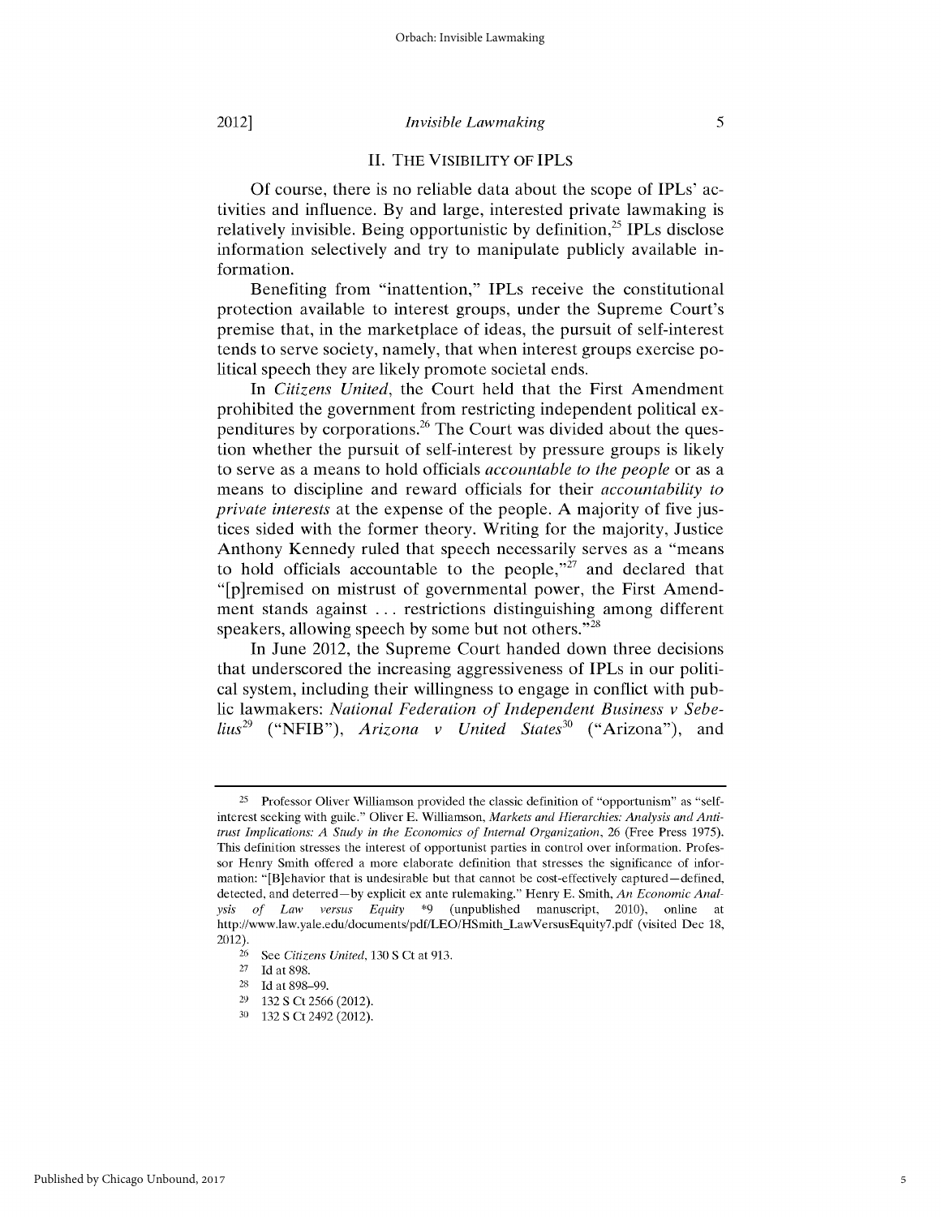## II. THE VISIBILITY OF IPLS

Of course, there is no reliable data about the scope of IPLs' activities and influence. By and large, interested private lawmaking is relatively invisible. Being opportunistic by definition,[25] IPLs disclose information selectively and try to manipulate publicly available information.

Benefiting from "inattention," IPLs receive the constitutional protection available to interest groups, under the Supreme Court's premise that, in the marketplace of ideas, the pursuit of self-interest tends to serve society, namely, that when interest groups exercise political speech they are likely promote societal ends.

In *Citizens United*, the Court held that the First Amendment prohibited the government from restricting independent political expenditures by corporations.[26] The Court was divided about the question whether the pursuit of self-interest by pressure groups is likely to serve as a means to hold officials *accountable to the people* or as a means to discipline and reward officials for their *accountability to private interests* at the expense of the people. A majority of five justices sided with the former theory. Writing for the majority, Justice Anthony Kennedy ruled that speech necessarily serves as a "means to hold officials accountable to the people,"[27] and declared that "[p]remised on mistrust of governmental power, the First Amendment stands against . . . restrictions distinguishing among different speakers, allowing speech by some but not others."[28]

In June 2012, the Supreme Court handed down three decisions that underscored the increasing aggressiveness of IPLs in our political system, including their willingness to engage in conflict with public lawmakers: *National Federation of Independent Business v Sebelius*[29] ("NFIB"), *Arizona v United States*[30] ("Arizona"), and

---

25 Professor Oliver Williamson provided the classic definition of "opportunism" as "self-interest seeking with guile." Oliver E. Williamson, *Markets and Hierarchies: Analysis and Antitrust Implications: A Study in the Economics of Internal Organization*, 26 (Free Press 1975). This definition stresses the interest of opportunist parties in control over information. Professor Henry Smith offered a more elaborate definition that stresses the significance of information: "[B]ehavior that is undesirable but that cannot be cost-effectively captured—defined, detected, and deterred—by explicit ex ante rulemaking." Henry E. Smith, *An Economic Analysis of Law versus Equity* *9 (unpublished manuscript, 2010), online at http://www.law.yale.edu/documents/pdf/LEO/HSmith_LawVersusEquity7.pdf (visited Dec 18, 2012).

26 See *Citizens United*, 130 S Ct at 913.

27 Id at 898.

28 Id at 898–99.

29 132 S Ct 2566 (2012).

30 132 S Ct 2492 (2012).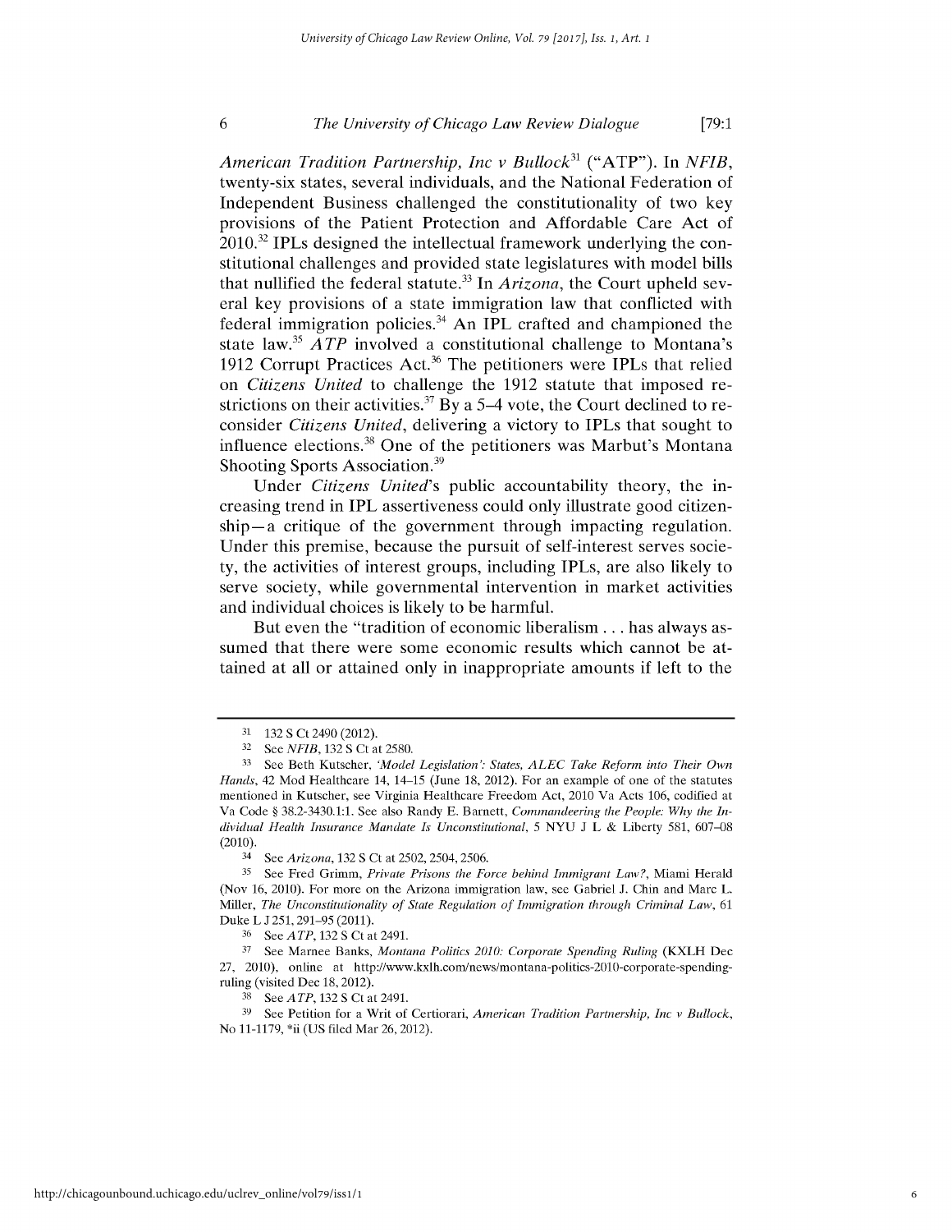*American Tradition Partnership, Inc v Bullock*[31] ("ATP"). In *NFIB*, twenty-six states, several individuals, and the National Federation of Independent Business challenged the constitutionality of two key provisions of the Patient Protection and Affordable Care Act of 2010.[32] IPLs designed the intellectual framework underlying the constitutional challenges and provided state legislatures with model bills that nullified the federal statute.[33] In *Arizona*, the Court upheld several key provisions of a state immigration law that conflicted with federal immigration policies.[34] An IPL crafted and championed the state law.[35] *ATP* involved a constitutional challenge to Montana's 1912 Corrupt Practices Act.[36] The petitioners were IPLs that relied on *Citizens United* to challenge the 1912 statute that imposed restrictions on their activities.[37] By a 5–4 vote, the Court declined to reconsider *Citizens United*, delivering a victory to IPLs that sought to influence elections.[38] One of the petitioners was Marbut's Montana Shooting Sports Association.[39]

Under *Citizens United*'s public accountability theory, the increasing trend in IPL assertiveness could only illustrate good citizenship—a critique of the government through impacting regulation. Under this premise, because the pursuit of self-interest serves society, the activities of interest groups, including IPLs, are also likely to serve society, while governmental intervention in market activities and individual choices is likely to be harmful.

But even the "tradition of economic liberalism . . . has always assumed that there were some economic results which cannot be attained at all or attained only in inappropriate amounts if left to the

---

[31] 132 S Ct 2490 (2012).

[32] See *NFIB*, 132 S Ct at 2580.

[33] See Beth Kutscher, *'Model Legislation': States, ALEC Take Reform into Their Own Hands*, 42 Mod Healthcare 14, 14–15 (June 18, 2012). For an example of one of the statutes mentioned in Kutscher, see Virginia Healthcare Freedom Act, 2010 Va Acts 106, codified at Va Code § 38.2-3430.1:1. See also Randy E. Barnett, *Commandeering the People: Why the Individual Health Insurance Mandate Is Unconstitutional*, 5 NYU J L & Liberty 581, 607–08 (2010).

[34] See *Arizona*, 132 S Ct at 2502, 2504, 2506.

[35] See Fred Grimm, *Private Prisons the Force behind Immigrant Law?*, Miami Herald (Nov 16, 2010). For more on the Arizona immigration law, see Gabriel J. Chin and Marc L. Miller, *The Unconstitutionality of State Regulation of Immigration through Criminal Law*, 61 Duke L J 251, 291–95 (2011).

[36] See *ATP*, 132 S Ct at 2491.

[37] See Marnee Banks, *Montana Politics 2010: Corporate Spending Ruling* (KXLH Dec 27, 2010), online at http://www.kxlh.com/news/montana-politics-2010-corporate-spending-ruling (visited Dec 18, 2012).

[38] See *ATP*, 132 S Ct at 2491.

[39] See Petition for a Writ of Certiorari, *American Tradition Partnership, Inc v Bullock*, No 11-1179, *ii (US filed Mar 26, 2012).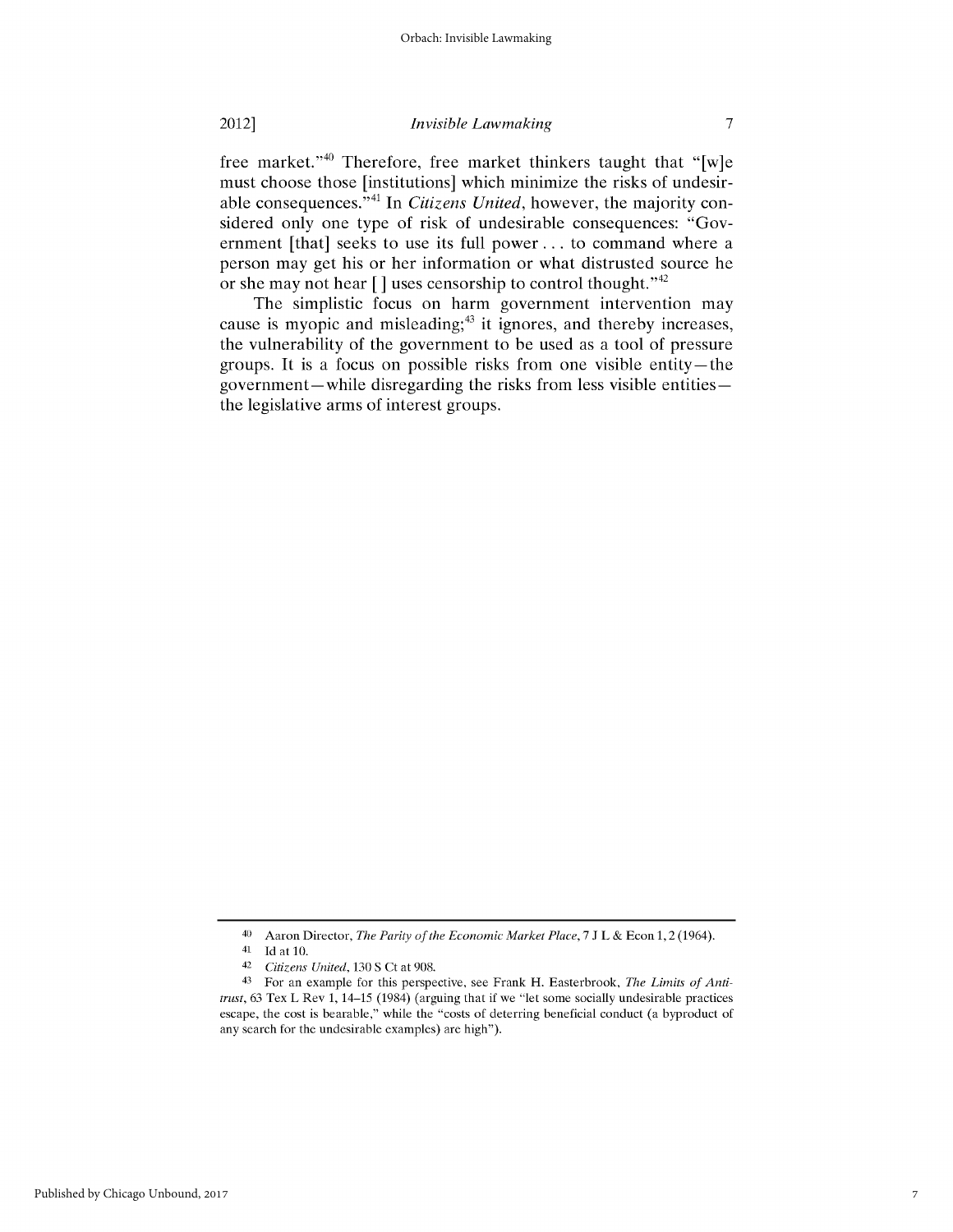free market."[40] Therefore, free market thinkers taught that "[w]e must choose those [institutions] which minimize the risks of undesirable consequences."[41] In *Citizens United*, however, the majority considered only one type of risk of undesirable consequences: "Government [that] seeks to use its full power . . . to command where a person may get his or her information or what distrusted source he or she may not hear [ ] uses censorship to control thought."[42]

The simplistic focus on harm government intervention may cause is myopic and misleading;[43] it ignores, and thereby increases, the vulnerability of the government to be used as a tool of pressure groups. It is a focus on possible risks from one visible entity—the government—while disregarding the risks from less visible entities—the legislative arms of interest groups.

---

40 Aaron Director, *The Parity of the Economic Market Place*, 7 J L & Econ 1, 2 (1964).

41 Id at 10.

42 *Citizens United*, 130 S Ct at 908.

43 For an example for this perspective, see Frank H. Easterbrook, *The Limits of Antitrust*, 63 Tex L Rev 1, 14–15 (1984) (arguing that if we "let some socially undesirable practices escape, the cost is bearable," while the "costs of deterring beneficial conduct (a byproduct of any search for the undesirable examples) are high").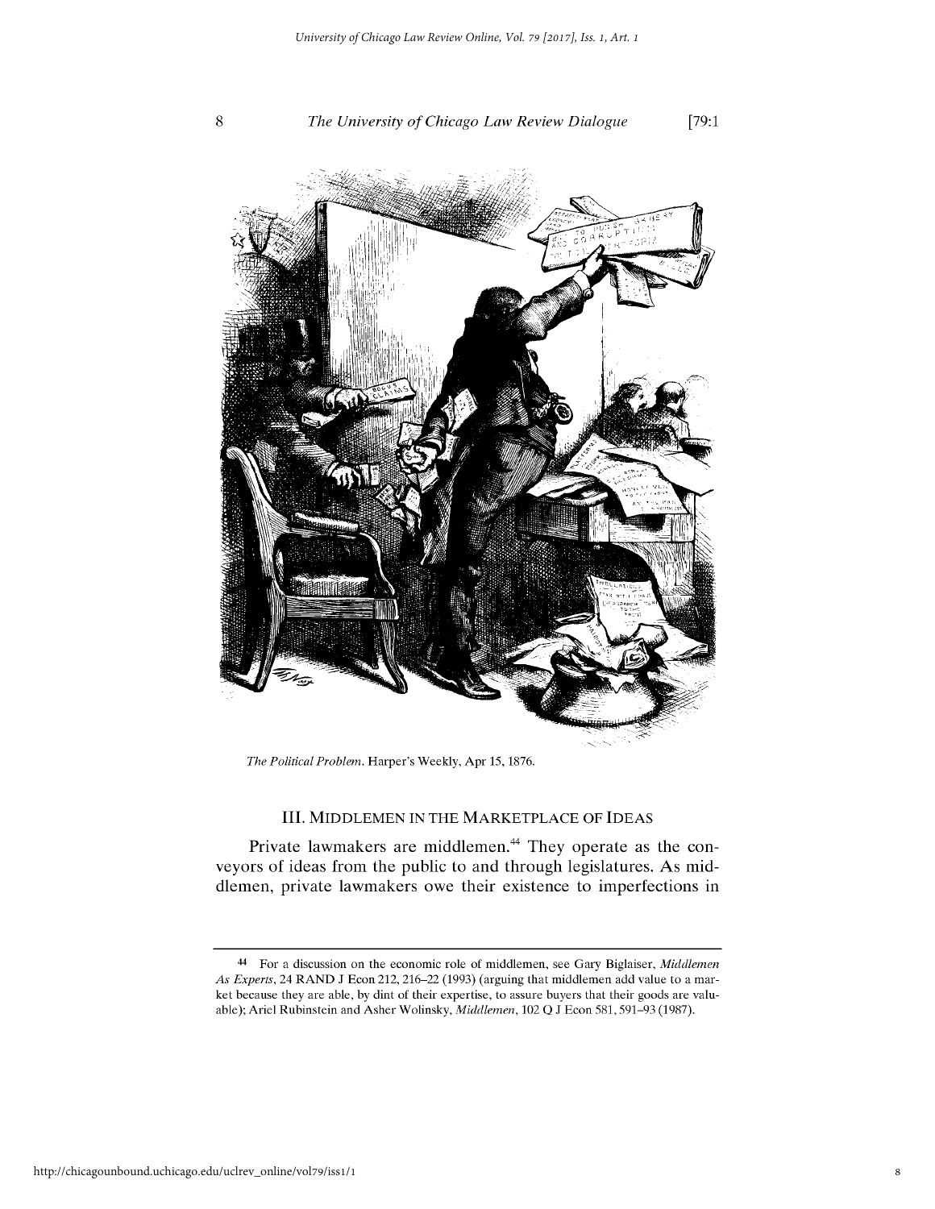*The Political Problem*. Harper's Weekly, Apr 15, 1876.

### III. MIDDLEMEN IN THE MARKETPLACE OF IDEAS

Private lawmakers are middlemen.[44] They operate as the conveyors of ideas from the public to and through legislatures. As middlemen, private lawmakers owe their existence to imperfections in

---

[44] For a discussion on the economic role of middlemen, see Gary Biglaiser, *Middlemen As Experts*, 24 RAND J Econ 212, 216–22 (1993) (arguing that middlemen add value to a market because they are able, by dint of their expertise, to assure buyers that their goods are valuable); Ariel Rubinstein and Asher Wolinsky, *Middlemen*, 102 Q J Econ 581, 591–93 (1987).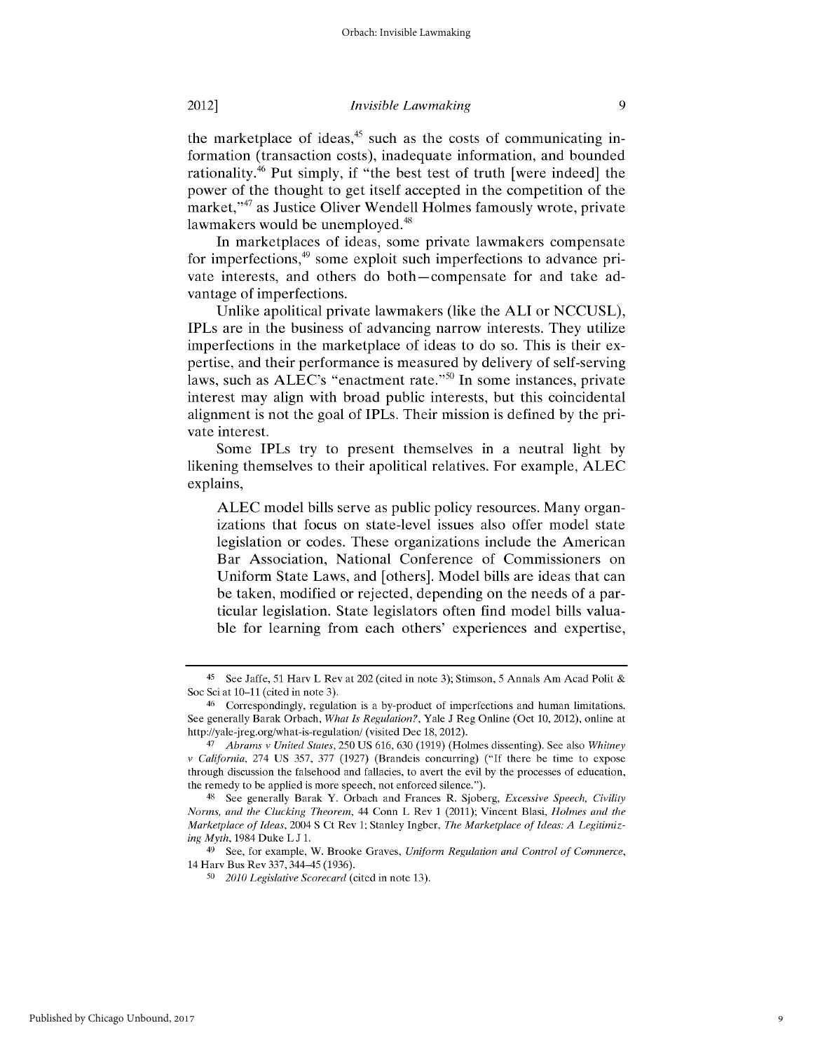the marketplace of ideas,[45] such as the costs of communicating information (transaction costs), inadequate information, and bounded rationality.[46] Put simply, if "the best test of truth [were indeed] the power of the thought to get itself accepted in the competition of the market,"[47] as Justice Oliver Wendell Holmes famously wrote, private lawmakers would be unemployed.[48]

In marketplaces of ideas, some private lawmakers compensate for imperfections,[49] some exploit such imperfections to advance private interests, and others do both—compensate for and take advantage of imperfections.

Unlike apolitical private lawmakers (like the ALI or NCCUSL), IPLs are in the business of advancing narrow interests. They utilize imperfections in the marketplace of ideas to do so. This is their expertise, and their performance is measured by delivery of self-serving laws, such as ALEC's "enactment rate."[50] In some instances, private interest may align with broad public interests, but this coincidental alignment is not the goal of IPLs. Their mission is defined by the private interest.

Some IPLs try to present themselves in a neutral light by likening themselves to their apolitical relatives. For example, ALEC explains,

> ALEC model bills serve as public policy resources. Many organizations that focus on state-level issues also offer model state legislation or codes. These organizations include the American Bar Association, National Conference of Commissioners on Uniform State Laws, and [others]. Model bills are ideas that can be taken, modified or rejected, depending on the needs of a particular legislation. State legislators often find model bills valuable for learning from each others' experiences and expertise,

---

45 See Jaffe, 51 Harv L Rev at 202 (cited in note 3); Stimson, 5 Annals Am Acad Polit & Soc Sci at 10–11 (cited in note 3).

46 Correspondingly, regulation is a by-product of imperfections and human limitations. See generally Barak Orbach, *What Is Regulation?*, Yale J Reg Online (Oct 10, 2012), online at http://yale-jreg.org/what-is-regulation/ (visited Dec 18, 2012).

47 *Abrams v United States*, 250 US 616, 630 (1919) (Holmes dissenting). See also *Whitney v California*, 274 US 357, 377 (1927) (Brandeis concurring) ("If there be time to expose through discussion the falsehood and fallacies, to avert the evil by the processes of education, the remedy to be applied is more speech, not enforced silence.").

48 See generally Barak Y. Orbach and Frances R. Sjoberg, *Excessive Speech, Civility Norms, and the Clucking Theorem*, 44 Conn L Rev 1 (2011); Vincent Blasi, *Holmes and the Marketplace of Ideas*, 2004 S Ct Rev 1; Stanley Ingber, *The Marketplace of Ideas: A Legitimizing Myth*, 1984 Duke L J 1.

49 See, for example, W. Brooke Graves, *Uniform Regulation and Control of Commerce*, 14 Harv Bus Rev 337, 344–45 (1936).

50 *2010 Legislative Scorecard* (cited in note 13).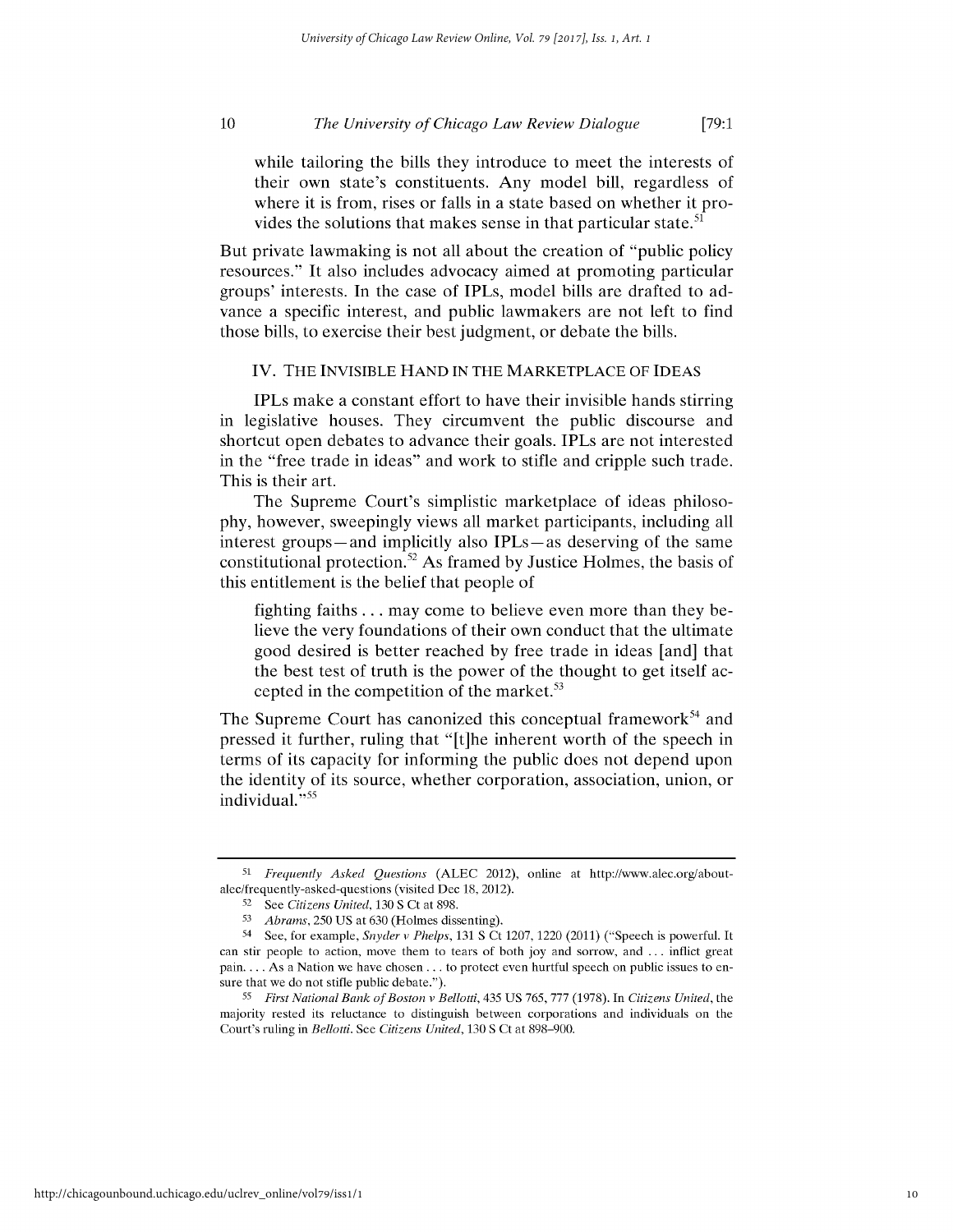> while tailoring the bills they introduce to meet the interests of their own state's constituents. Any model bill, regardless of where it is from, rises or falls in a state based on whether it provides the solutions that makes sense in that particular state.[51]

But private lawmaking is not all about the creation of "public policy resources." It also includes advocacy aimed at promoting particular groups' interests. In the case of IPLs, model bills are drafted to advance a specific interest, and public lawmakers are not left to find those bills, to exercise their best judgment, or debate the bills.

## IV. THE INVISIBLE HAND IN THE MARKETPLACE OF IDEAS

IPLs make a constant effort to have their invisible hands stirring in legislative houses. They circumvent the public discourse and shortcut open debates to advance their goals. IPLs are not interested in the "free trade in ideas" and work to stifle and cripple such trade. This is their art.

The Supreme Court's simplistic marketplace of ideas philosophy, however, sweepingly views all market participants, including all interest groups—and implicitly also IPLs—as deserving of the same constitutional protection.[52] As framed by Justice Holmes, the basis of this entitlement is the belief that people of

> fighting faiths . . . may come to believe even more than they believe the very foundations of their own conduct that the ultimate good desired is better reached by free trade in ideas [and] that the best test of truth is the power of the thought to get itself accepted in the competition of the market.[53]

The Supreme Court has canonized this conceptual framework[54] and pressed it further, ruling that "[t]he inherent worth of the speech in terms of its capacity for informing the public does not depend upon the identity of its source, whether corporation, association, union, or individual."[55]

---

[51] *Frequently Asked Questions* (ALEC 2012), online at http://www.alec.org/about-alec/frequently-asked-questions (visited Dec 18, 2012).

[52] See *Citizens United*, 130 S Ct at 898.

[53] *Abrams*, 250 US at 630 (Holmes dissenting).

[54] See, for example, *Snyder v Phelps*, 131 S Ct 1207, 1220 (2011) ("Speech is powerful. It can stir people to action, move them to tears of both joy and sorrow, and . . . inflict great pain. . . . As a Nation we have chosen . . . to protect even hurtful speech on public issues to ensure that we do not stifle public debate.").

[55] *First National Bank of Boston v Bellotti*, 435 US 765, 777 (1978). In *Citizens United*, the majority rested its reluctance to distinguish between corporations and individuals on the Court's ruling in *Bellotti*. See *Citizens United*, 130 S Ct at 898–900.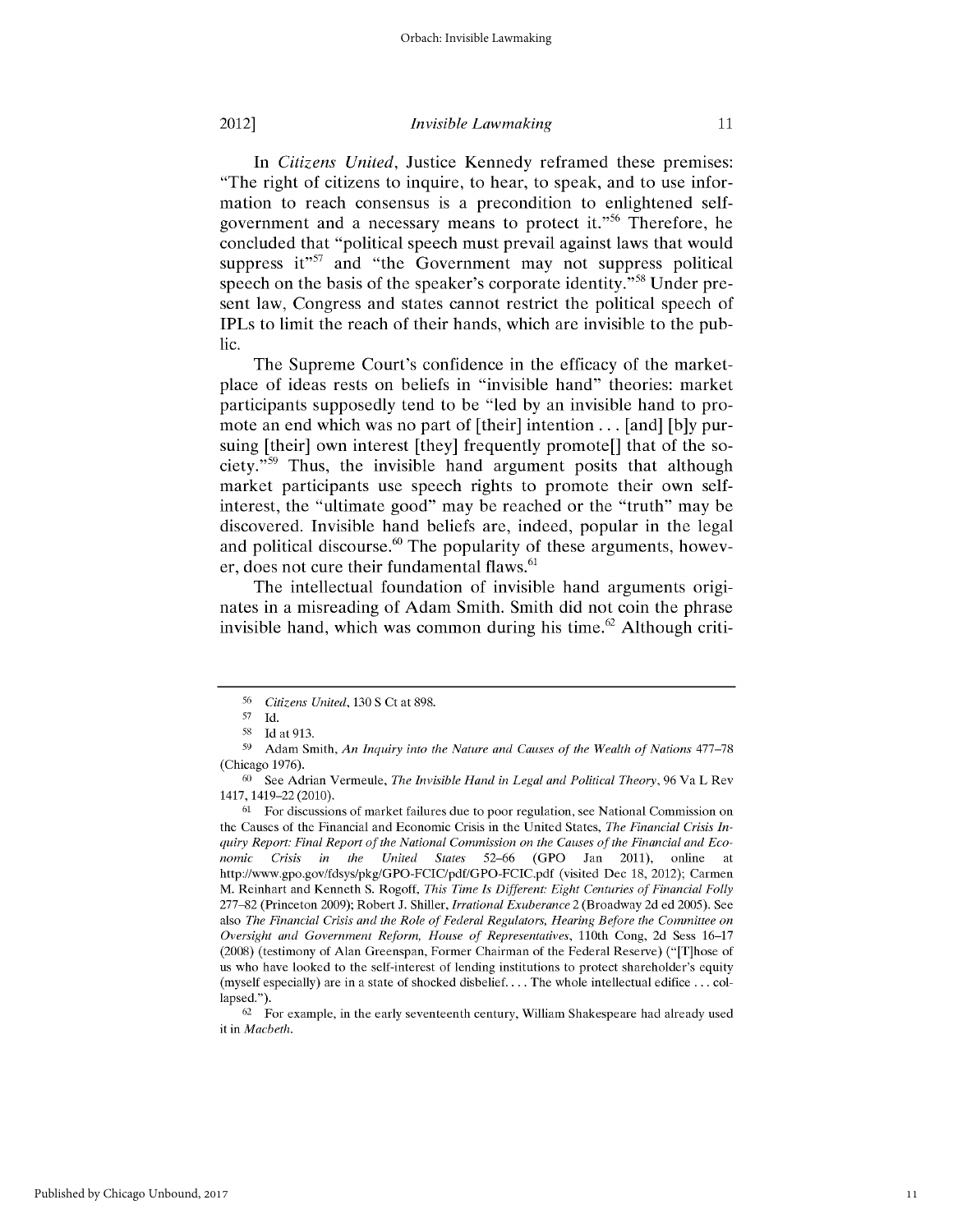In *Citizens United*, Justice Kennedy reframed these premises: "The right of citizens to inquire, to hear, to speak, and to use information to reach consensus is a precondition to enlightened self-government and a necessary means to protect it."[56] Therefore, he concluded that "political speech must prevail against laws that would suppress it"[57] and "the Government may not suppress political speech on the basis of the speaker's corporate identity."[58] Under present law, Congress and states cannot restrict the political speech of IPLs to limit the reach of their hands, which are invisible to the public.

The Supreme Court's confidence in the efficacy of the marketplace of ideas rests on beliefs in "invisible hand" theories: market participants supposedly tend to be "led by an invisible hand to promote an end which was no part of [their] intention . . . [and] [b]y pursuing [their] own interest [they] frequently promote[] that of the society."[59] Thus, the invisible hand argument posits that although market participants use speech rights to promote their own self-interest, the "ultimate good" may be reached or the "truth" may be discovered. Invisible hand beliefs are, indeed, popular in the legal and political discourse.[60] The popularity of these arguments, however, does not cure their fundamental flaws.[61]

The intellectual foundation of invisible hand arguments originates in a misreading of Adam Smith. Smith did not coin the phrase invisible hand, which was common during his time.[62] Although criti-

---

[56] *Citizens United*, 130 S Ct at 898.

[57] Id.

[58] Id at 913.

[59] Adam Smith, *An Inquiry into the Nature and Causes of the Wealth of Nations* 477–78 (Chicago 1976).

[60] See Adrian Vermeule, *The Invisible Hand in Legal and Political Theory*, 96 Va L Rev 1417, 1419–22 (2010).

[61] For discussions of market failures due to poor regulation, see National Commission on the Causes of the Financial and Economic Crisis in the United States, *The Financial Crisis Inquiry Report: Final Report of the National Commission on the Causes of the Financial and Economic Crisis in the United States* 52–66 (GPO Jan 2011), online at http://www.gpo.gov/fdsys/pkg/GPO-FCIC/pdf/GPO-FCIC.pdf (visited Dec 18, 2012); Carmen M. Reinhart and Kenneth S. Rogoff, *This Time Is Different: Eight Centuries of Financial Folly* 277–82 (Princeton 2009); Robert J. Shiller, *Irrational Exuberance* 2 (Broadway 2d ed 2005). See also *The Financial Crisis and the Role of Federal Regulators, Hearing Before the Committee on Oversight and Government Reform, House of Representatives*, 110th Cong, 2d Sess 16–17 (2008) (testimony of Alan Greenspan, Former Chairman of the Federal Reserve) ("[T]hose of us who have looked to the self-interest of lending institutions to protect shareholder's equity (myself especially) are in a state of shocked disbelief. . . . The whole intellectual edifice . . . collapsed.").

[62] For example, in the early seventeenth century, William Shakespeare had already used it in *Macbeth*.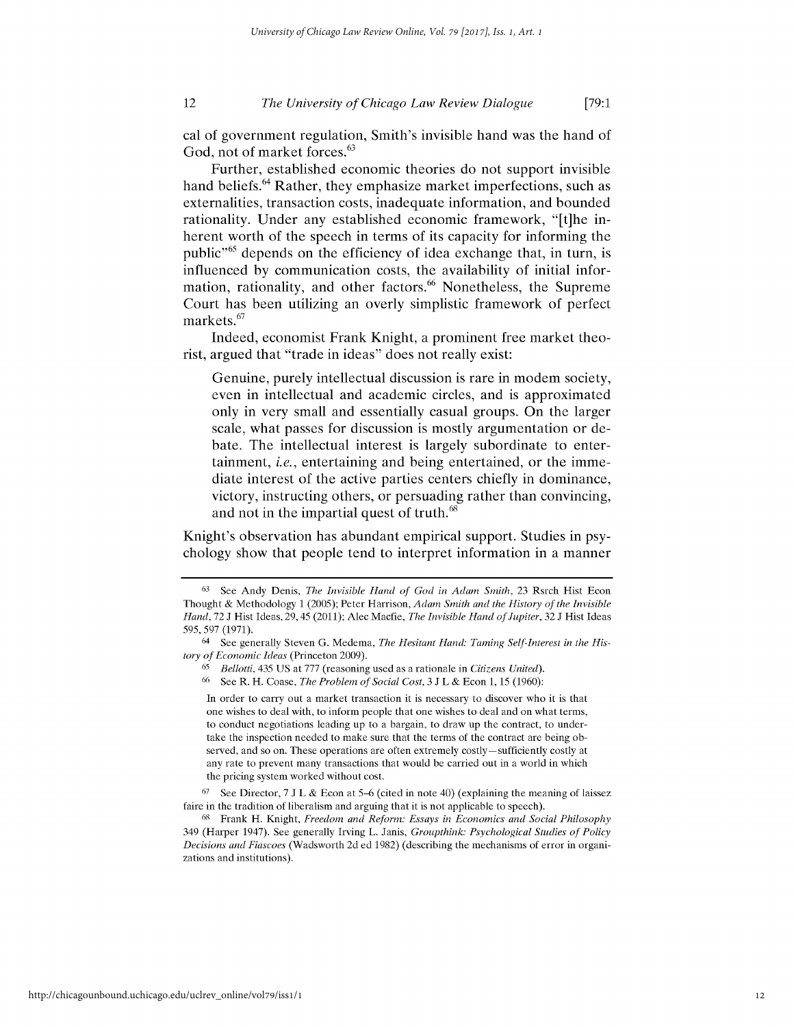cal of government regulation, Smith's invisible hand was the hand of God, not of market forces.[63]

Further, established economic theories do not support invisible hand beliefs.[64] Rather, they emphasize market imperfections, such as externalities, transaction costs, inadequate information, and bounded rationality. Under any established economic framework, "[t]he inherent worth of the speech in terms of its capacity for informing the public"[65] depends on the efficiency of idea exchange that, in turn, is influenced by communication costs, the availability of initial information, rationality, and other factors.[66] Nonetheless, the Supreme Court has been utilizing an overly simplistic framework of perfect markets.[67]

Indeed, economist Frank Knight, a prominent free market theorist, argued that "trade in ideas" does not really exist:

> Genuine, purely intellectual discussion is rare in modem society, even in intellectual and academic circles, and is approximated only in very small and essentially casual groups. On the larger scale, what passes for discussion is mostly argumentation or debate. The intellectual interest is largely subordinate to entertainment, *i.e.*, entertaining and being entertained, or the immediate interest of the active parties centers chiefly in dominance, victory, instructing others, or persuading rather than convincing, and not in the impartial quest of truth.[68]

Knight's observation has abundant empirical support. Studies in psychology show that people tend to interpret information in a manner

---

[63] See Andy Denis, *The Invisible Hand of God in Adam Smith*, 23 Rsrch Hist Econ Thought & Methodology 1 (2005); Peter Harrison, *Adam Smith and the History of the Invisible Hand*, 72 J Hist Ideas, 29, 45 (2011); Alec Macfie, *The Invisible Hand of Jupiter*, 32 J Hist Ideas 595, 597 (1971).

[64] See generally Steven G. Medema, *The Hesitant Hand: Taming Self-Interest in the History of Economic Ideas* (Princeton 2009).

[65] *Bellotti*, 435 US at 777 (reasoning used as a rationale in *Citizens United*).

[66] See R. H. Coase, *The Problem of Social Cost*, 3 J L & Econ 1, 15 (1960):

> In order to carry out a market transaction it is necessary to discover who it is that one wishes to deal with, to inform people that one wishes to deal and on what terms, to conduct negotiations leading up to a bargain, to draw up the contract, to undertake the inspection needed to make sure that the terms of the contract are being observed, and so on. These operations are often extremely costly—sufficiently costly at any rate to prevent many transactions that would be carried out in a world in which the pricing system worked without cost.

[67] See Director, 7 J L & Econ at 5–6 (cited in note 40) (explaining the meaning of laissez faire in the tradition of liberalism and arguing that it is not applicable to speech).

[68] Frank H. Knight, *Freedom and Reform: Essays in Economics and Social Philosophy* 349 (Harper 1947). See generally Irving L. Janis, *Groupthink: Psychological Studies of Policy Decisions and Fiascoes* (Wadsworth 2d ed 1982) (describing the mechanisms of error in organizations and institutions).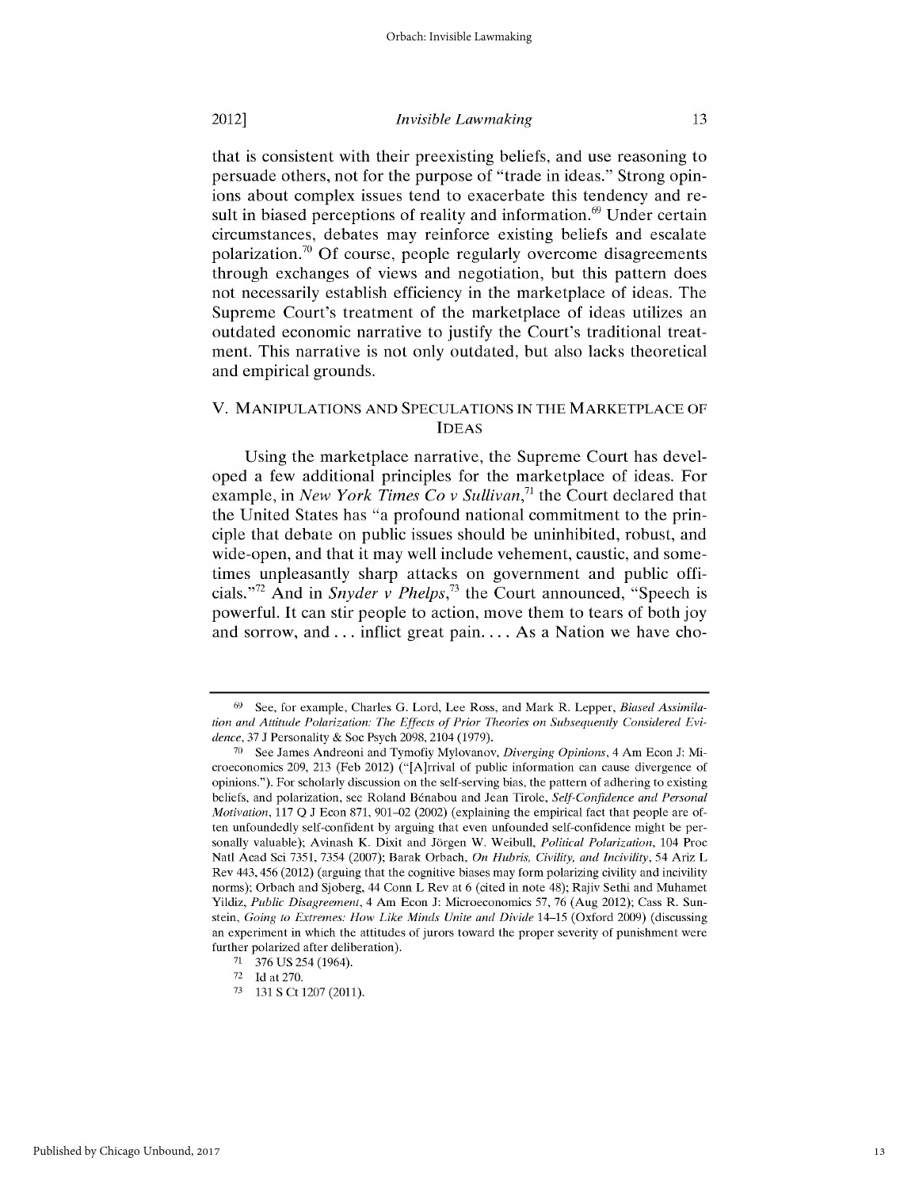that is consistent with their preexisting beliefs, and use reasoning to persuade others, not for the purpose of "trade in ideas." Strong opinions about complex issues tend to exacerbate this tendency and result in biased perceptions of reality and information.[69] Under certain circumstances, debates may reinforce existing beliefs and escalate polarization.[70] Of course, people regularly overcome disagreements through exchanges of views and negotiation, but this pattern does not necessarily establish efficiency in the marketplace of ideas. The Supreme Court's treatment of the marketplace of ideas utilizes an outdated economic narrative to justify the Court's traditional treatment. This narrative is not only outdated, but also lacks theoretical and empirical grounds.

## V. MANIPULATIONS AND SPECULATIONS IN THE MARKETPLACE OF IDEAS

Using the marketplace narrative, the Supreme Court has developed a few additional principles for the marketplace of ideas. For example, in *New York Times Co v Sullivan*,[71] the Court declared that the United States has "a profound national commitment to the principle that debate on public issues should be uninhibited, robust, and wide-open, and that it may well include vehement, caustic, and sometimes unpleasantly sharp attacks on government and public officials."[72] And in *Snyder v Phelps*,[73] the Court announced, "Speech is powerful. It can stir people to action, move them to tears of both joy and sorrow, and . . . inflict great pain. . . . As a Nation we have cho-

---

[69] See, for example, Charles G. Lord, Lee Ross, and Mark R. Lepper, *Biased Assimilation and Attitude Polarization: The Effects of Prior Theories on Subsequently Considered Evidence*, 37 J Personality & Soc Psych 2098, 2104 (1979).

[70] See James Andreoni and Tymofiy Mylovanov, *Diverging Opinions*, 4 Am Econ J: Microeconomics 209, 213 (Feb 2012) ("[A]rrival of public information can cause divergence of opinions."). For scholarly discussion on the self-serving bias, the pattern of adhering to existing beliefs, and polarization, see Roland Bénabou and Jean Tirole, *Self-Confidence and Personal Motivation*, 117 Q J Econ 871, 901–02 (2002) (explaining the empirical fact that people are often unfoundedly self-confident by arguing that even unfounded self-confidence might be personally valuable); Avinash K. Dixit and Jörgen W. Weibull, *Political Polarization*, 104 Proc Natl Acad Sci 7351, 7354 (2007); Barak Orbach, *On Hubris, Civility, and Incivility*, 54 Ariz L Rev 443, 456 (2012) (arguing that the cognitive biases may form polarizing civility and incivility norms); Orbach and Sjoberg, 44 Conn L Rev at 6 (cited in note 48); Rajiv Sethi and Muhamet Yildiz, *Public Disagreement*, 4 Am Econ J: Microeconomics 57, 76 (Aug 2012); Cass R. Sunstein, *Going to Extremes: How Like Minds Unite and Divide* 14–15 (Oxford 2009) (discussing an experiment in which the attitudes of jurors toward the proper severity of punishment were further polarized after deliberation).

[71] 376 US 254 (1964).

[72] Id at 270.

[73] 131 S Ct 1207 (2011).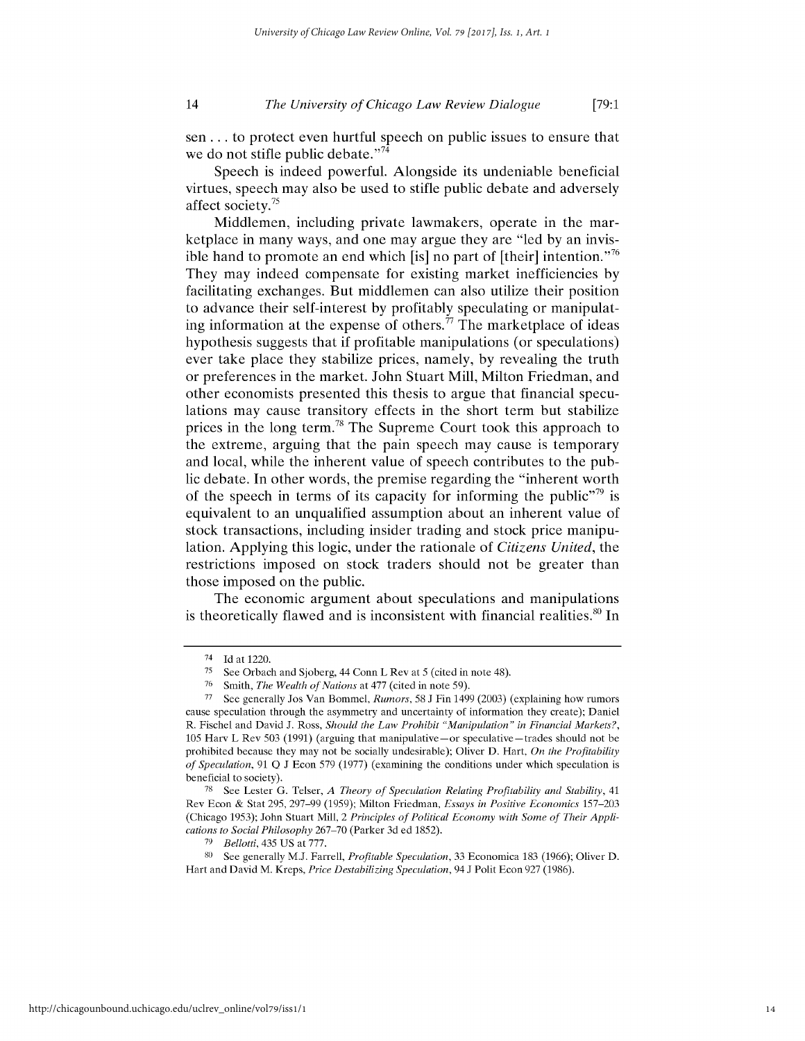sen . . . to protect even hurtful speech on public issues to ensure that we do not stifle public debate."[74]

Speech is indeed powerful. Alongside its undeniable beneficial virtues, speech may also be used to stifle public debate and adversely affect society.[75]

Middlemen, including private lawmakers, operate in the marketplace in many ways, and one may argue they are "led by an invisible hand to promote an end which [is] no part of [their] intention."[76] They may indeed compensate for existing market inefficiencies by facilitating exchanges. But middlemen can also utilize their position to advance their self-interest by profitably speculating or manipulating information at the expense of others.[77] The marketplace of ideas hypothesis suggests that if profitable manipulations (or speculations) ever take place they stabilize prices, namely, by revealing the truth or preferences in the market. John Stuart Mill, Milton Friedman, and other economists presented this thesis to argue that financial speculations may cause transitory effects in the short term but stabilize prices in the long term.[78] The Supreme Court took this approach to the extreme, arguing that the pain speech may cause is temporary and local, while the inherent value of speech contributes to the public debate. In other words, the premise regarding the "inherent worth of the speech in terms of its capacity for informing the public"[79] is equivalent to an unqualified assumption about an inherent value of stock transactions, including insider trading and stock price manipulation. Applying this logic, under the rationale of *Citizens United*, the restrictions imposed on stock traders should not be greater than those imposed on the public.

The economic argument about speculations and manipulations is theoretically flawed and is inconsistent with financial realities.[80] In

---

[74] Id at 1220.

[75] See Orbach and Sjoberg, 44 Conn L Rev at 5 (cited in note 48).

[76] Smith, *The Wealth of Nations* at 477 (cited in note 59).

[77] See generally Jos Van Bommel, *Rumors*, 58 J Fin 1499 (2003) (explaining how rumors cause speculation through the asymmetry and uncertainty of information they create); Daniel R. Fischel and David J. Ross, *Should the Law Prohibit "Manipulation" in Financial Markets?*, 105 Harv L Rev 503 (1991) (arguing that manipulative—or speculative—trades should not be prohibited because they may not be socially undesirable); Oliver D. Hart, *On the Profitability of Speculation*, 91 Q J Econ 579 (1977) (examining the conditions under which speculation is beneficial to society).

[78] See Lester G. Telser, *A Theory of Speculation Relating Profitability and Stability*, 41 Rev Econ & Stat 295, 297–99 (1959); Milton Friedman, *Essays in Positive Economics* 157–203 (Chicago 1953); John Stuart Mill, 2 *Principles of Political Economy with Some of Their Applications to Social Philosophy* 267–70 (Parker 3d ed 1852).

[79] *Bellotti*, 435 US at 777.

[80] See generally M.J. Farrell, *Profitable Speculation*, 33 Economica 183 (1966); Oliver D. Hart and David M. Kreps, *Price Destabilizing Speculation*, 94 J Polit Econ 927 (1986).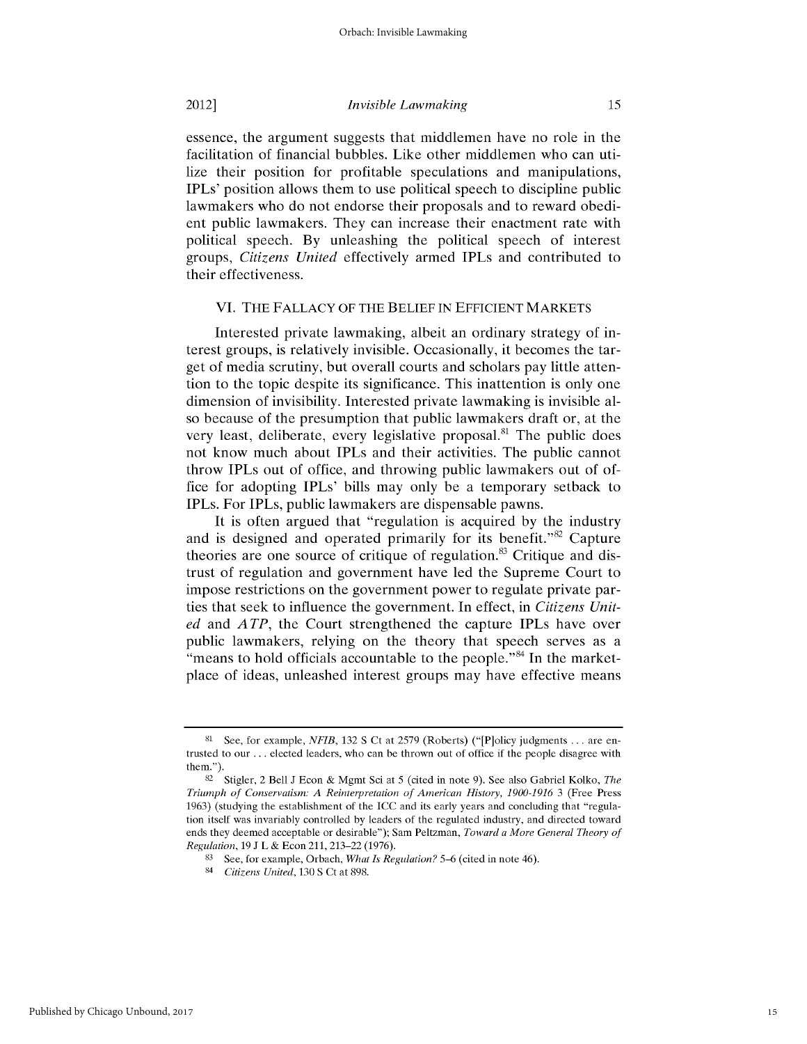essence, the argument suggests that middlemen have no role in the facilitation of financial bubbles. Like other middlemen who can utilize their position for profitable speculations and manipulations, IPLs' position allows them to use political speech to discipline public lawmakers who do not endorse their proposals and to reward obedient public lawmakers. They can increase their enactment rate with political speech. By unleashing the political speech of interest groups, *Citizens United* effectively armed IPLs and contributed to their effectiveness.

## VI. THE FALLACY OF THE BELIEF IN EFFICIENT MARKETS

Interested private lawmaking, albeit an ordinary strategy of interest groups, is relatively invisible. Occasionally, it becomes the target of media scrutiny, but overall courts and scholars pay little attention to the topic despite its significance. This inattention is only one dimension of invisibility. Interested private lawmaking is invisible also because of the presumption that public lawmakers draft or, at the very least, deliberate, every legislative proposal.[81] The public does not know much about IPLs and their activities. The public cannot throw IPLs out of office, and throwing public lawmakers out of office for adopting IPLs' bills may only be a temporary setback to IPLs. For IPLs, public lawmakers are dispensable pawns.

It is often argued that "regulation is acquired by the industry and is designed and operated primarily for its benefit."[82] Capture theories are one source of critique of regulation.[83] Critique and distrust of regulation and government have led the Supreme Court to impose restrictions on the government power to regulate private parties that seek to influence the government. In effect, in *Citizens United* and *ATP*, the Court strengthened the capture IPLs have over public lawmakers, relying on the theory that speech serves as a "means to hold officials accountable to the people."[84] In the marketplace of ideas, unleashed interest groups may have effective means

---

[81] See, for example, *NFIB*, 132 S Ct at 2579 (Roberts) ("[P]olicy judgments . . . are entrusted to our . . . elected leaders, who can be thrown out of office if the people disagree with them.").

[82] Stigler, 2 Bell J Econ & Mgmt Sci at 5 (cited in note 9). See also Gabriel Kolko, *The Triumph of Conservatism: A Reinterpretation of American History, 1900-1916* 3 (Free Press 1963) (studying the establishment of the ICC and its early years and concluding that "regulation itself was invariably controlled by leaders of the regulated industry, and directed toward ends they deemed acceptable or desirable"); Sam Peltzman, *Toward a More General Theory of Regulation*, 19 J L & Econ 211, 213–22 (1976).

[83] See, for example, Orbach, *What Is Regulation?* 5–6 (cited in note 46).

[84] *Citizens United*, 130 S Ct at 898.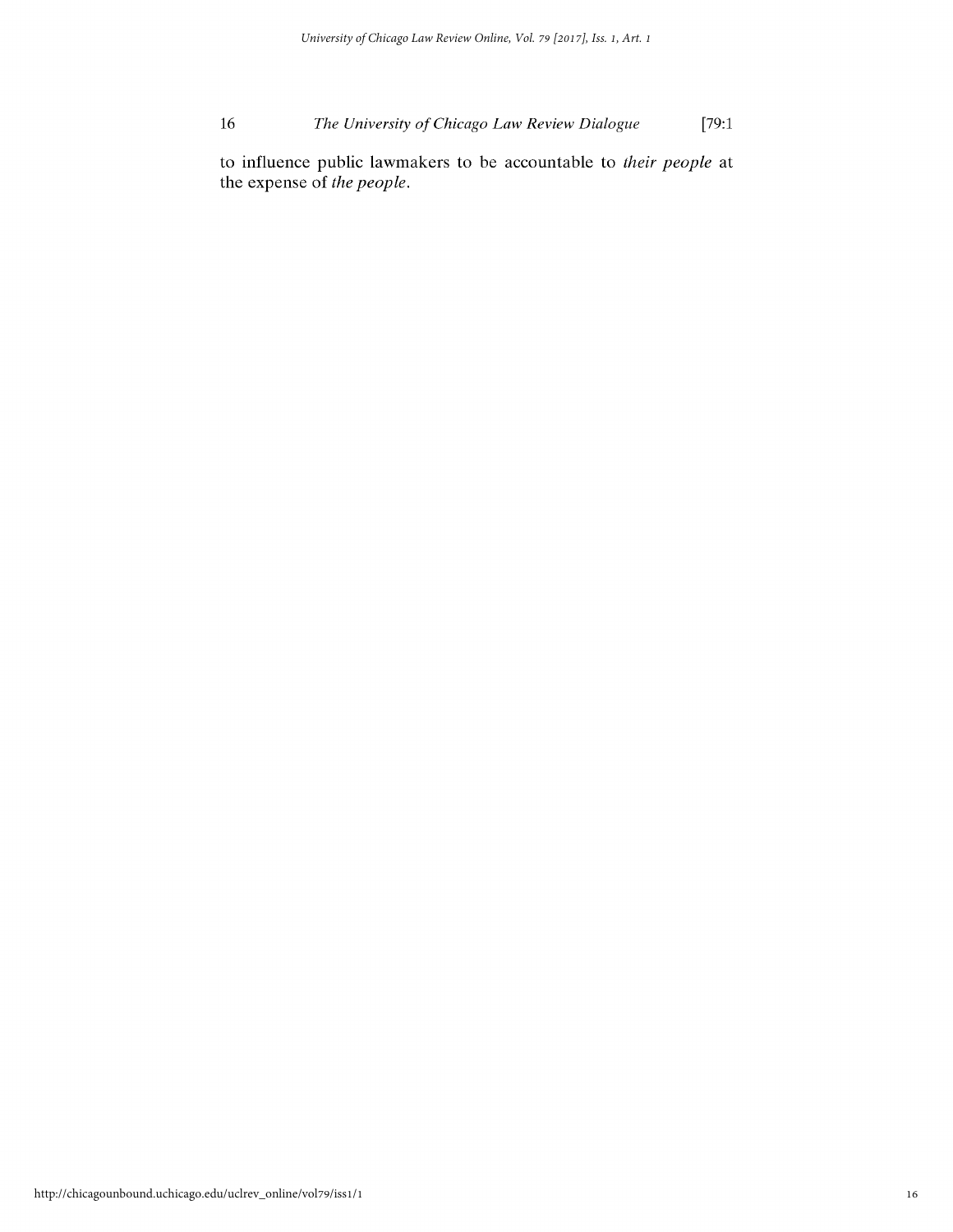to influence public lawmakers to be accountable to *their people* at the expense of *the people*.